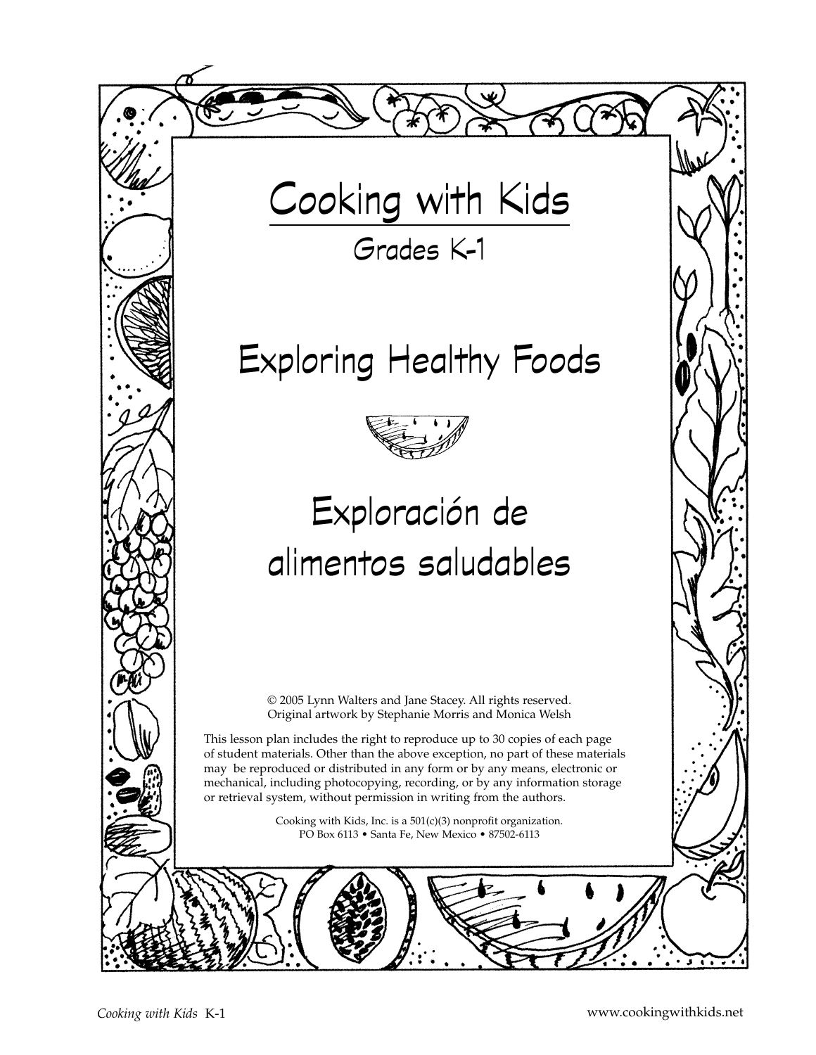# Cooking with Kids

Grades K-1

## Exploring Healthy Foods

## Exploración de alimentos saludables

© 2005 Lynn Walters and Jane Stacey. All rights reserved.
Original artwork by Stephanie Morris and Monica Welsh

This lesson plan includes the right to reproduce up to 30 copies of each page of student materials. Other than the above exception, no part of these materials may be reproduced or distributed in any form or by any means, electronic or mechanical, including photocopying, recording, or by any information storage or retrieval system, without permission in writing from the authors.

Cooking with Kids, Inc. is a 501(c)(3) nonprofit organization.
PO Box 6113 • Santa Fe, New Mexico • 87502-6113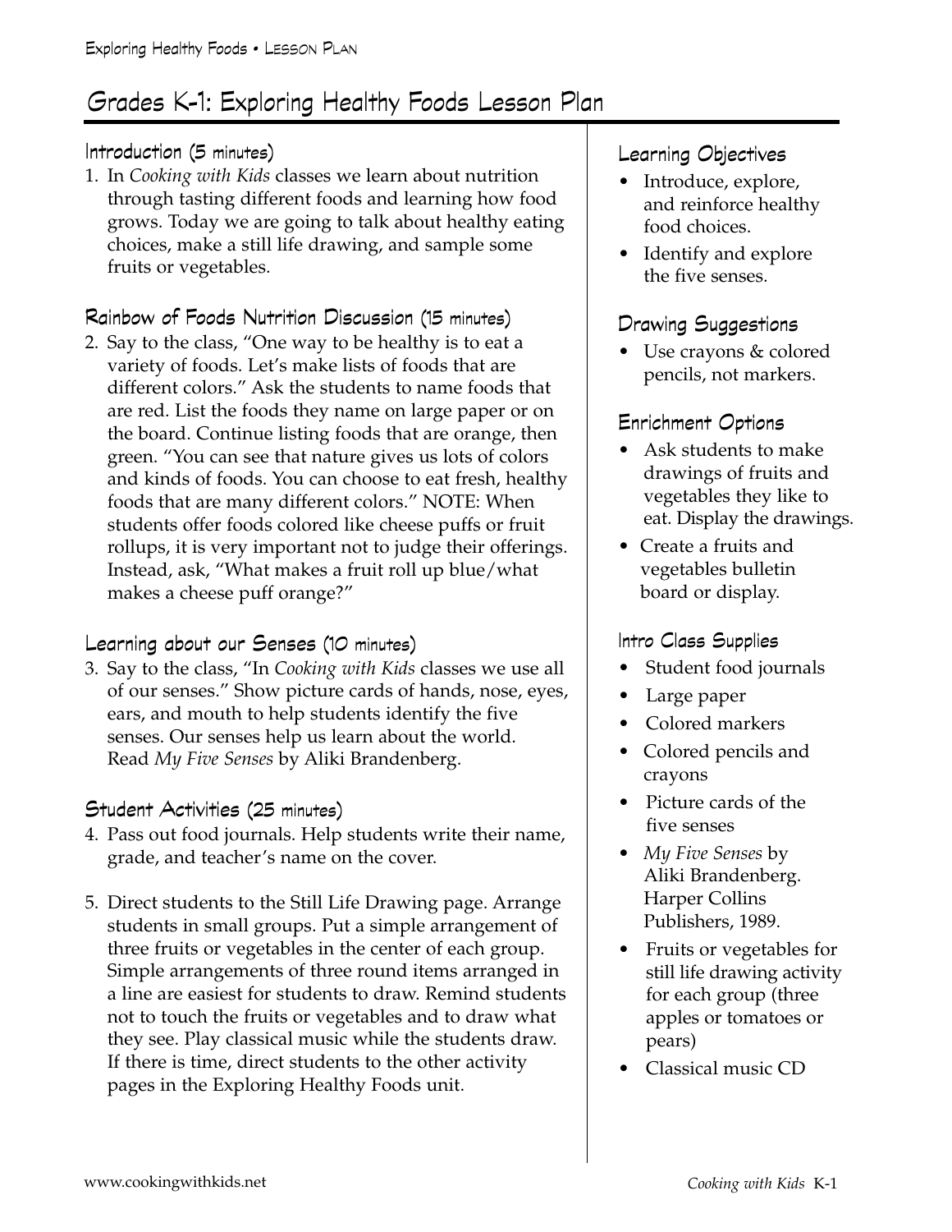# Grades K-1: Exploring Healthy Foods Lesson Plan

## Introduction (5 minutes)

1. In *Cooking with Kids* classes we learn about nutrition through tasting different foods and learning how food grows. Today we are going to talk about healthy eating choices, make a still life drawing, and sample some fruits or vegetables.

## Rainbow of Foods Nutrition Discussion (15 minutes)

2. Say to the class, "One way to be healthy is to eat a variety of foods. Let's make lists of foods that are different colors." Ask the students to name foods that are red. List the foods they name on large paper or on the board. Continue listing foods that are orange, then green. "You can see that nature gives us lots of colors and kinds of foods. You can choose to eat fresh, healthy foods that are many different colors." NOTE: When students offer foods colored like cheese puffs or fruit rollups, it is very important not to judge their offerings. Instead, ask, "What makes a fruit roll up blue/what makes a cheese puff orange?"

## Learning about our Senses (10 minutes)

3. Say to the class, "In *Cooking with Kids* classes we use all of our senses." Show picture cards of hands, nose, eyes, ears, and mouth to help students identify the five senses. Our senses help us learn about the world. Read *My Five Senses* by Aliki Brandenberg.

## Student Activities (25 minutes)

4. Pass out food journals. Help students write their name, grade, and teacher's name on the cover.

5. Direct students to the Still Life Drawing page. Arrange students in small groups. Put a simple arrangement of three fruits or vegetables in the center of each group. Simple arrangements of three round items arranged in a line are easiest for students to draw. Remind students not to touch the fruits or vegetables and to draw what they see. Play classical music while the students draw. If there is time, direct students to the other activity pages in the Exploring Healthy Foods unit.

## Learning Objectives

- Introduce, explore, and reinforce healthy food choices.
- Identify and explore the five senses.

## Drawing Suggestions

- Use crayons & colored pencils, not markers.

## Enrichment Options

- Ask students to make drawings of fruits and vegetables they like to eat. Display the drawings.
- Create a fruits and vegetables bulletin board or display.

## Intro Class Supplies

- Student food journals
- Large paper
- Colored markers
- Colored pencils and crayons
- Picture cards of the five senses
- *My Five Senses* by Aliki Brandenberg. Harper Collins Publishers, 1989.
- Fruits or vegetables for still life drawing activity for each group (three apples or tomatoes or pears)
- Classical music CD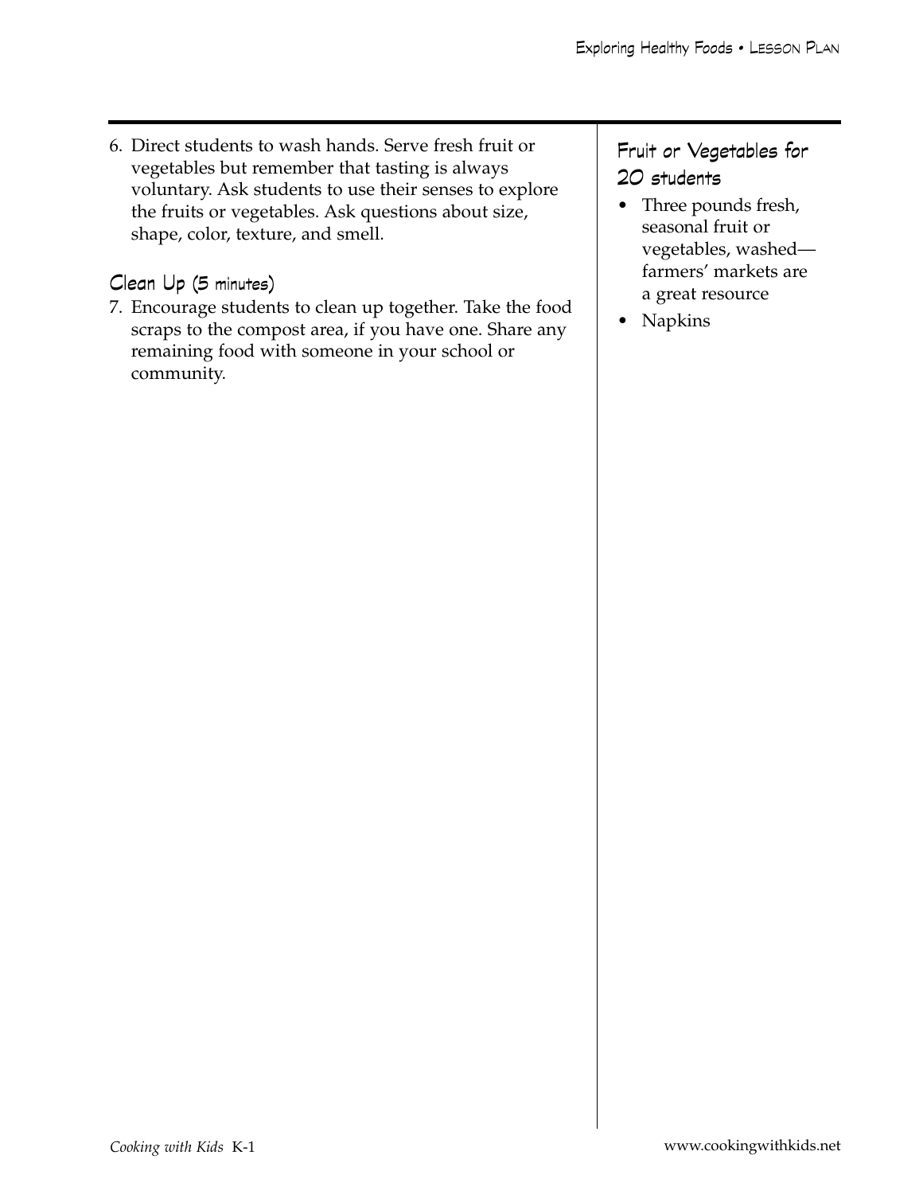6. Direct students to wash hands. Serve fresh fruit or vegetables but remember that tasting is always voluntary. Ask students to use their senses to explore the fruits or vegetables. Ask questions about size, shape, color, texture, and smell.

### Clean Up (5 minutes)

7. Encourage students to clean up together. Take the food scraps to the compost area, if you have one. Share any remaining food with someone in your school or community.

### Fruit or Vegetables for 20 students

- Three pounds fresh, seasonal fruit or vegetables, washed—farmers' markets are a great resource
- Napkins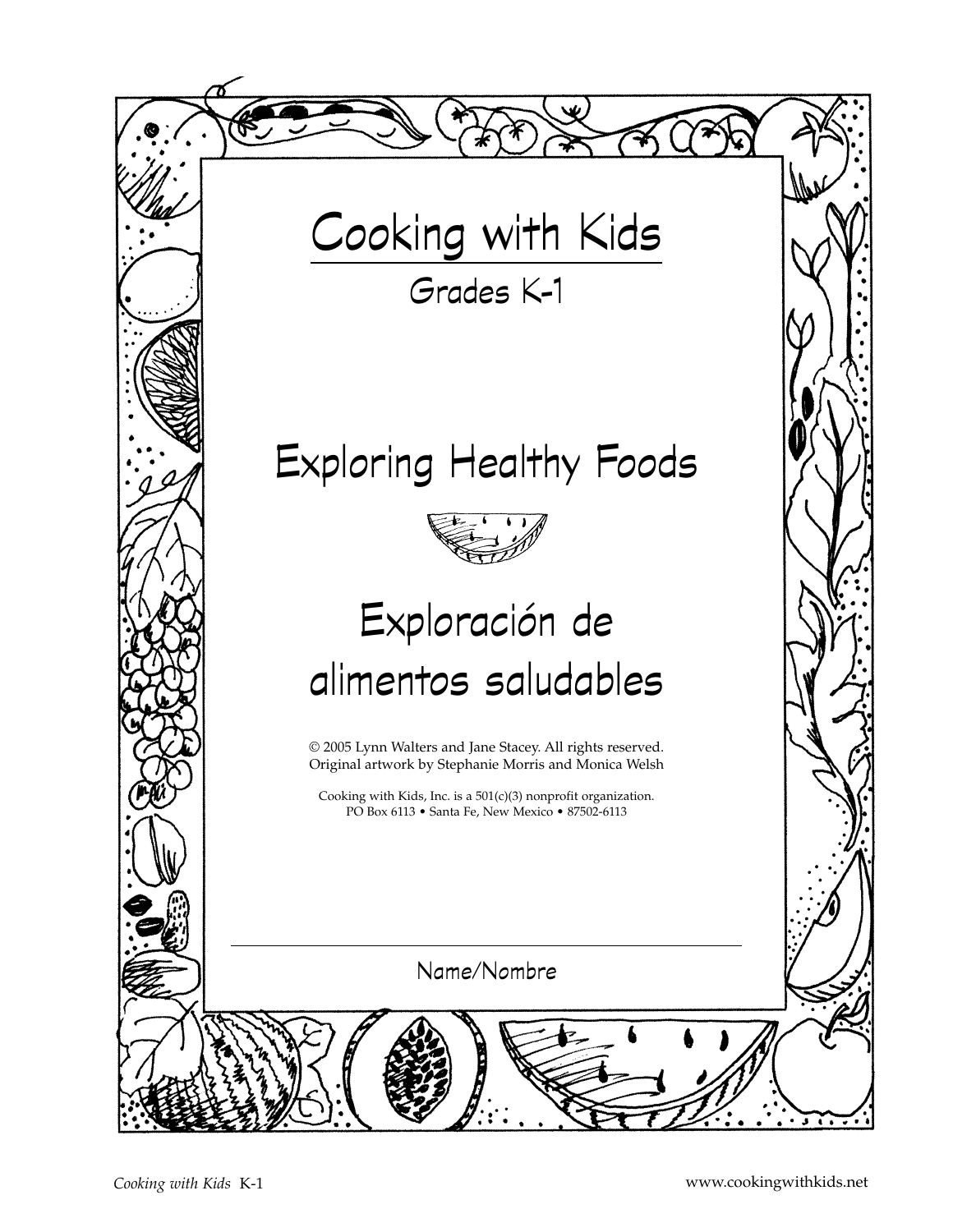# Cooking with Kids

Grades K-1

## Exploring Healthy Foods

## Exploración de alimentos saludables

© 2005 Lynn Walters and Jane Stacey. All rights reserved.
Original artwork by Stephanie Morris and Monica Welsh

Cooking with Kids, Inc. is a 501(c)(3) nonprofit organization.
PO Box 6113 • Santa Fe, New Mexico • 87502-6113

Name/Nombre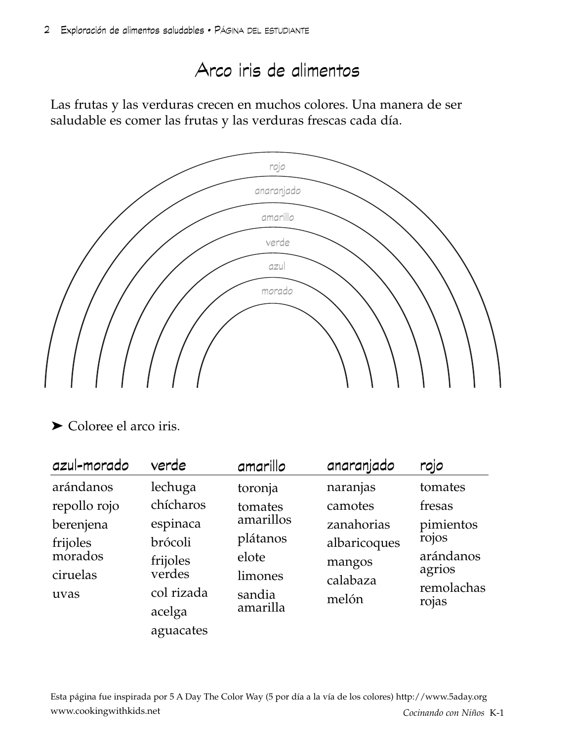# Arco iris de alimentos

Las frutas y las verduras crecen en muchos colores. Una manera de ser saludable es comer las frutas y las verduras frescas cada día.

rojo

anaranjado

amarillo

verde

azul

morado

➤ Coloree el arco iris.

| azul-morado | verde | amarillo | anaranjado | rojo |
|---|---|---|---|---|
| arándanos | lechuga | toronja | naranjas | tomates |
| repollo rojo | chícharos | tomates amarillos | camotes | fresas |
| berenjena | espinaca | plátanos | zanahorias | pimientos rojos |
| frijoles morados | brócoli | elote | albaricoques | arándanos agrios |
| ciruelas | frijoles verdes | limones | mangos | remolachas rojas |
| uvas | col rizada | sandia amarilla | calabaza | |
| | acelga | | melón | |
| | aguacates | | | |

Esta página fue inspirada por 5 A Day The Color Way (5 por día a la vía de los colores) http://www.5aday.org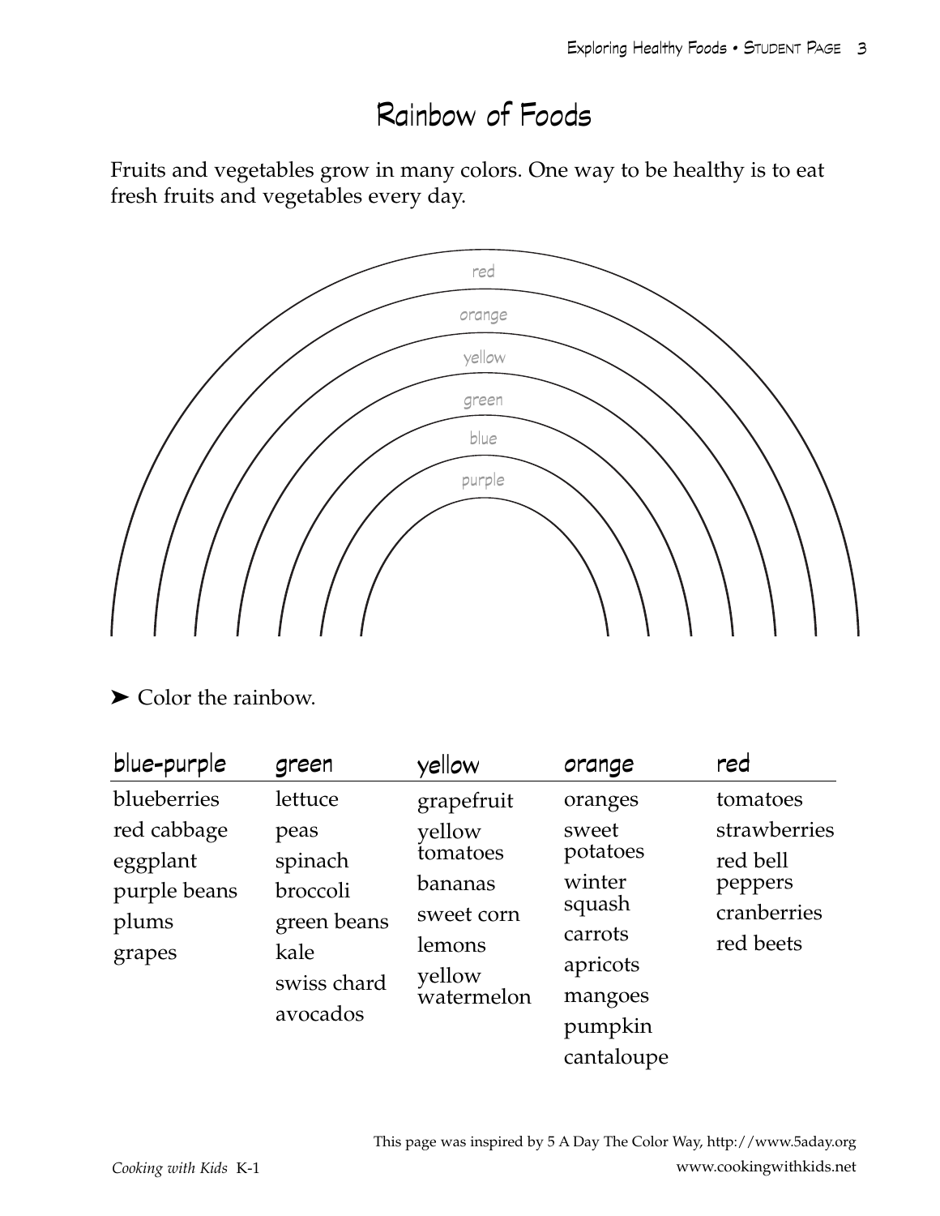# Rainbow of Foods

Fruits and vegetables grow in many colors. One way to be healthy is to eat fresh fruits and vegetables every day.

red

orange

yellow

green

blue

purple

➤ Color the rainbow.

| blue-purple | green | yellow | orange | red |
|---|---|---|---|---|
| blueberries | lettuce | grapefruit | oranges | tomatoes |
| red cabbage | peas | yellow tomatoes | sweet potatoes | strawberries |
| eggplant | spinach | bananas | winter squash | red bell peppers |
| purple beans | broccoli | sweet corn | carrots | cranberries |
| plums | green beans | lemons | apricots | red beets |
| grapes | kale | yellow watermelon | mangoes | |
| | swiss chard | | pumpkin | |
| | avocados | | cantaloupe | |

This page was inspired by 5 A Day The Color Way, http://www.5aday.org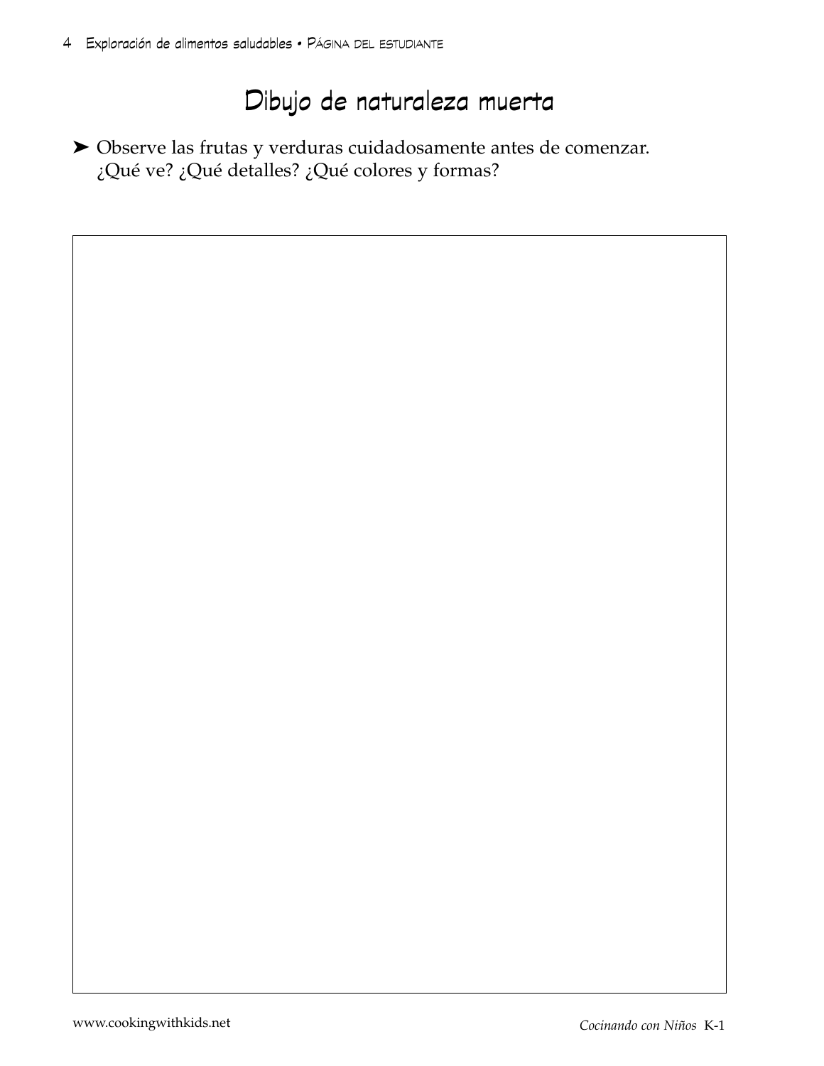# Dibujo de naturaleza muerta

➤ Observe las frutas y verduras cuidadosamente antes de comenzar. ¿Qué ve? ¿Qué detalles? ¿Qué colores y formas?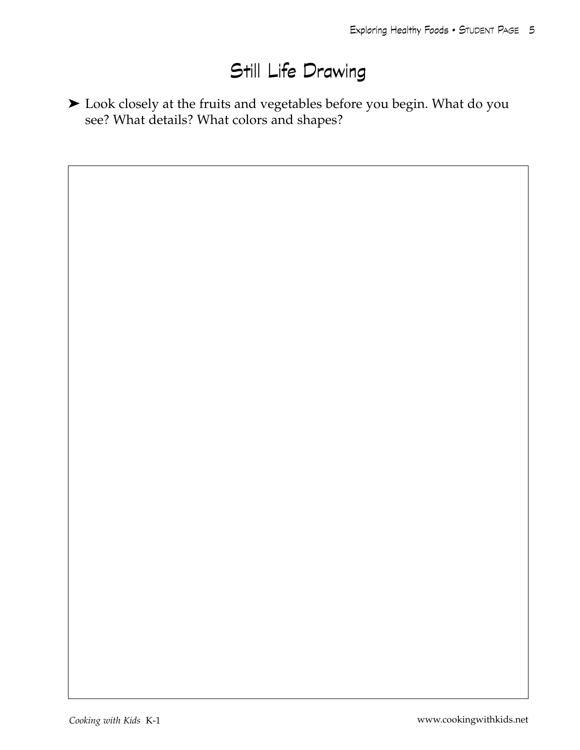# Still Life Drawing

➤ Look closely at the fruits and vegetables before you begin. What do you see? What details? What colors and shapes?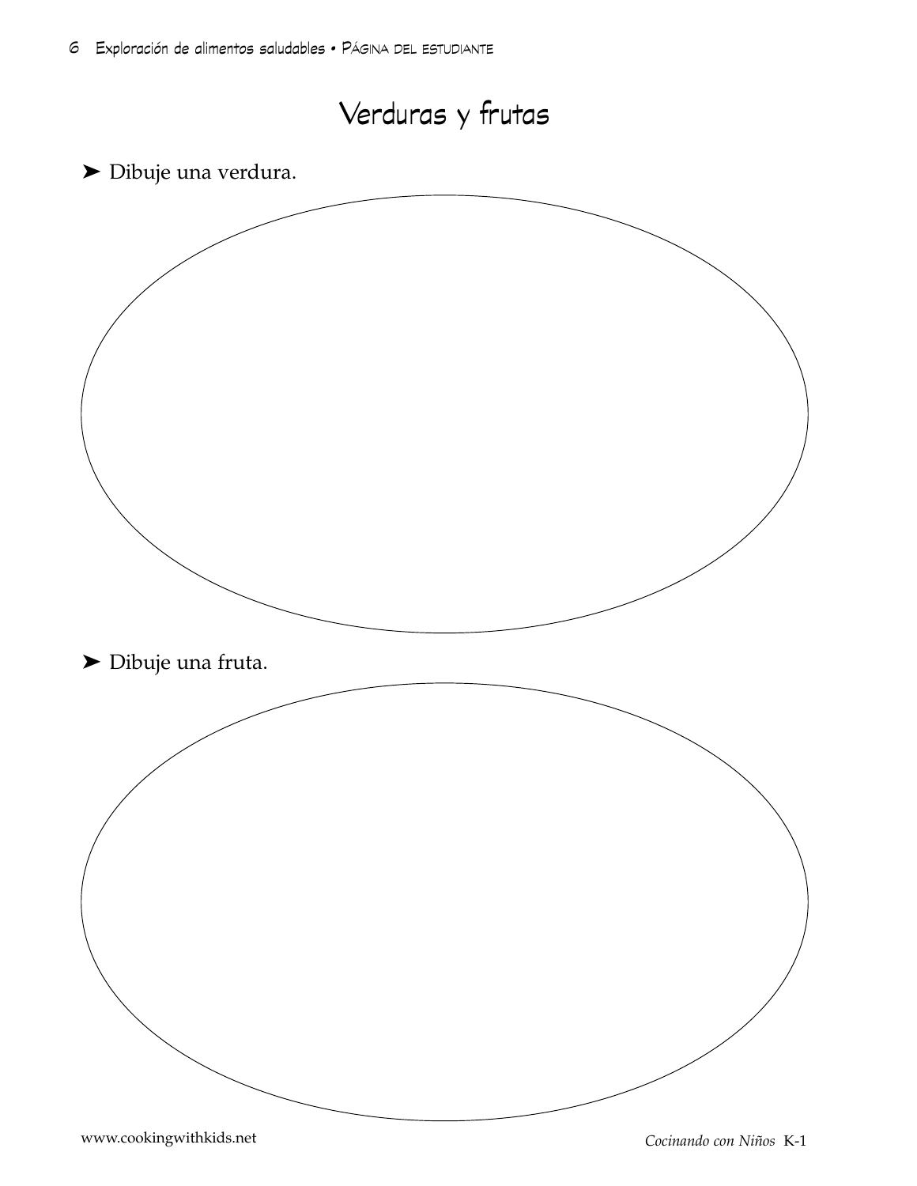# Verduras y frutas

➤ Dibuje una verdura.

➤ Dibuje una fruta.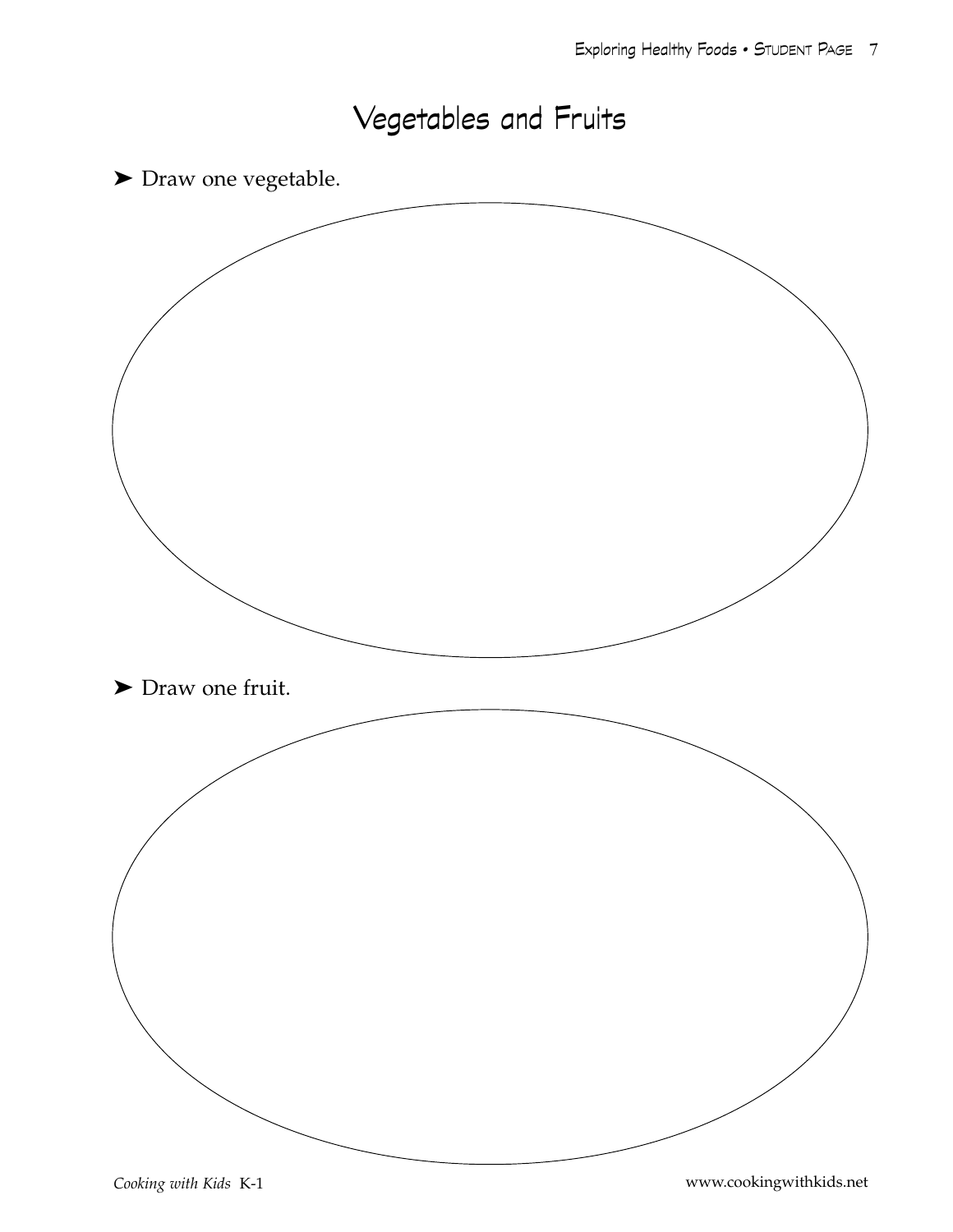# Vegetables and Fruits

➤ Draw one vegetable.

➤ Draw one fruit.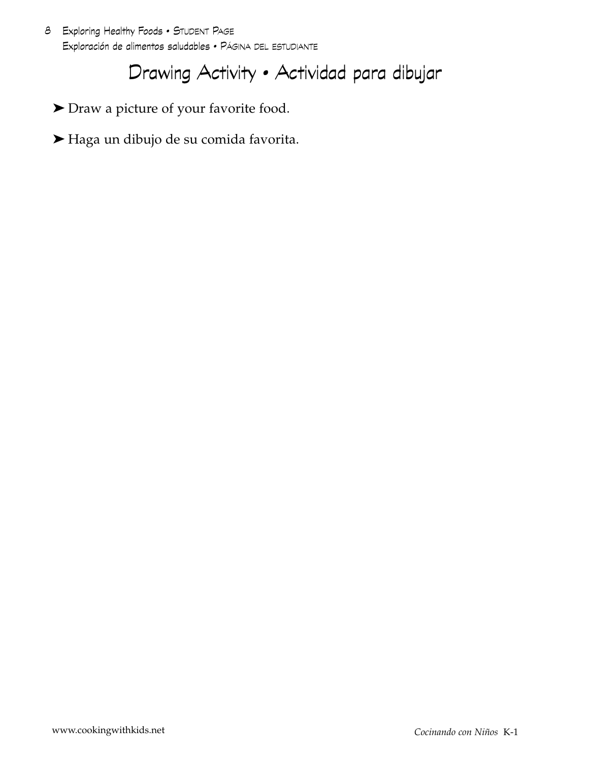# Drawing Activity • Actividad para dibujar

➤ Draw a picture of your favorite food.

➤ Haga un dibujo de su comida favorita.